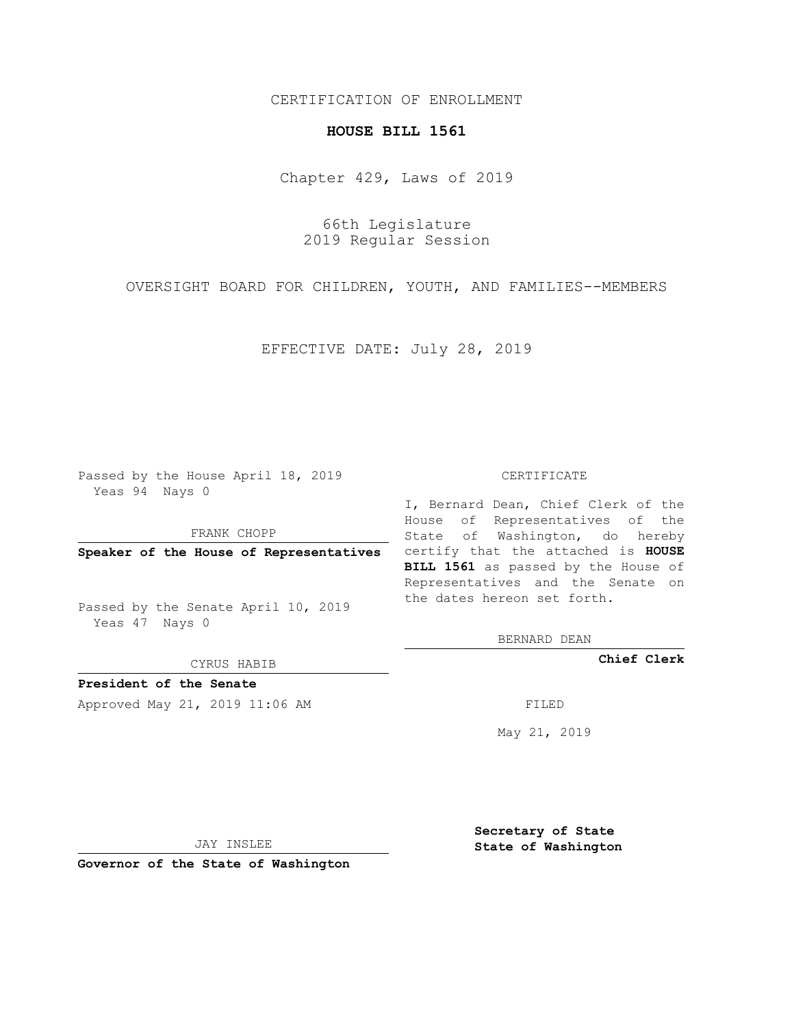CERTIFICATION OF ENROLLMENT

**HOUSE BILL 1561**

Chapter 429, Laws of 2019

66th Legislature
2019 Regular Session

OVERSIGHT BOARD FOR CHILDREN, YOUTH, AND FAMILIES--MEMBERS

EFFECTIVE DATE: July 28, 2019

Passed by the House April 18, 2019
Yeas 94 Nays 0

FRANK CHOPP

**Speaker of the House of Representatives**

Passed by the Senate April 10, 2019
Yeas 47 Nays 0

CYRUS HABIB

**President of the Senate**

Approved May 21, 2019 11:06 AM

JAY INSLEE

**Governor of the State of Washington**

CERTIFICATE

I, Bernard Dean, Chief Clerk of the House of Representatives of the State of Washington, do hereby certify that the attached is **HOUSE BILL 1561** as passed by the House of Representatives and the Senate on the dates hereon set forth.

BERNARD DEAN

**Chief Clerk**

FILED

May 21, 2019

**Secretary of State**
**State of Washington**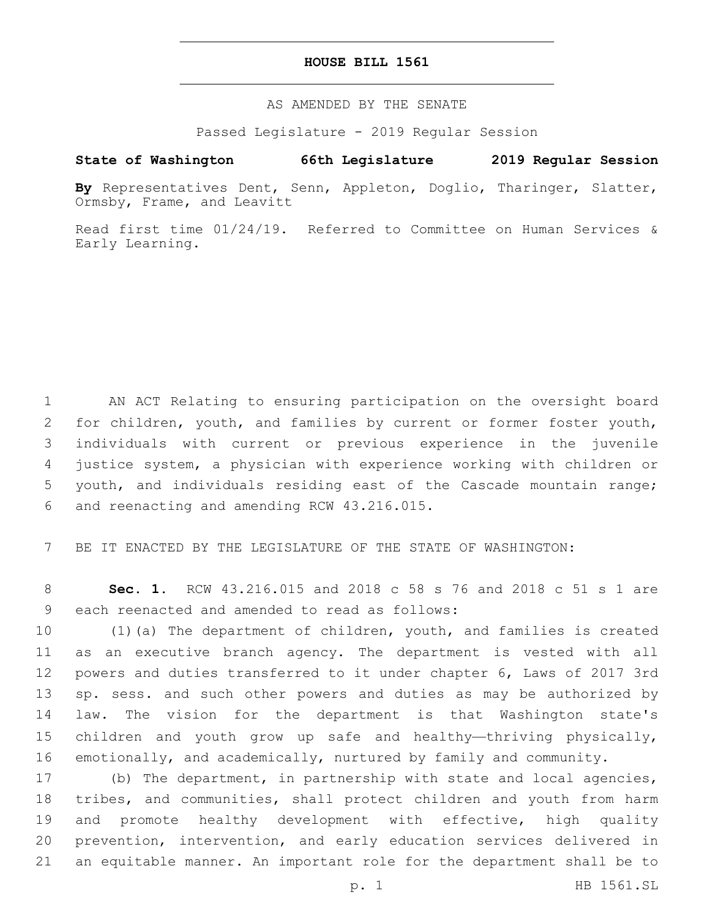# HOUSE BILL 1561

AS AMENDED BY THE SENATE

Passed Legislature - 2019 Regular Session

**State of Washington 66th Legislature 2019 Regular Session**

**By** Representatives Dent, Senn, Appleton, Doglio, Tharinger, Slatter, Ormsby, Frame, and Leavitt

Read first time 01/24/19. Referred to Committee on Human Services & Early Learning.

AN ACT Relating to ensuring participation on the oversight board for children, youth, and families by current or former foster youth, individuals with current or previous experience in the juvenile justice system, a physician with experience working with children or youth, and individuals residing east of the Cascade mountain range; and reenacting and amending RCW 43.216.015.

BE IT ENACTED BY THE LEGISLATURE OF THE STATE OF WASHINGTON:

**Sec. 1.** RCW 43.216.015 and 2018 c 58 s 76 and 2018 c 51 s 1 are each reenacted and amended to read as follows:

(1)(a) The department of children, youth, and families is created as an executive branch agency. The department is vested with all powers and duties transferred to it under chapter 6, Laws of 2017 3rd sp. sess. and such other powers and duties as may be authorized by law. The vision for the department is that Washington state's children and youth grow up safe and healthy—thriving physically, emotionally, and academically, nurtured by family and community.

(b) The department, in partnership with state and local agencies, tribes, and communities, shall protect children and youth from harm and promote healthy development with effective, high quality prevention, intervention, and early education services delivered in an equitable manner. An important role for the department shall be to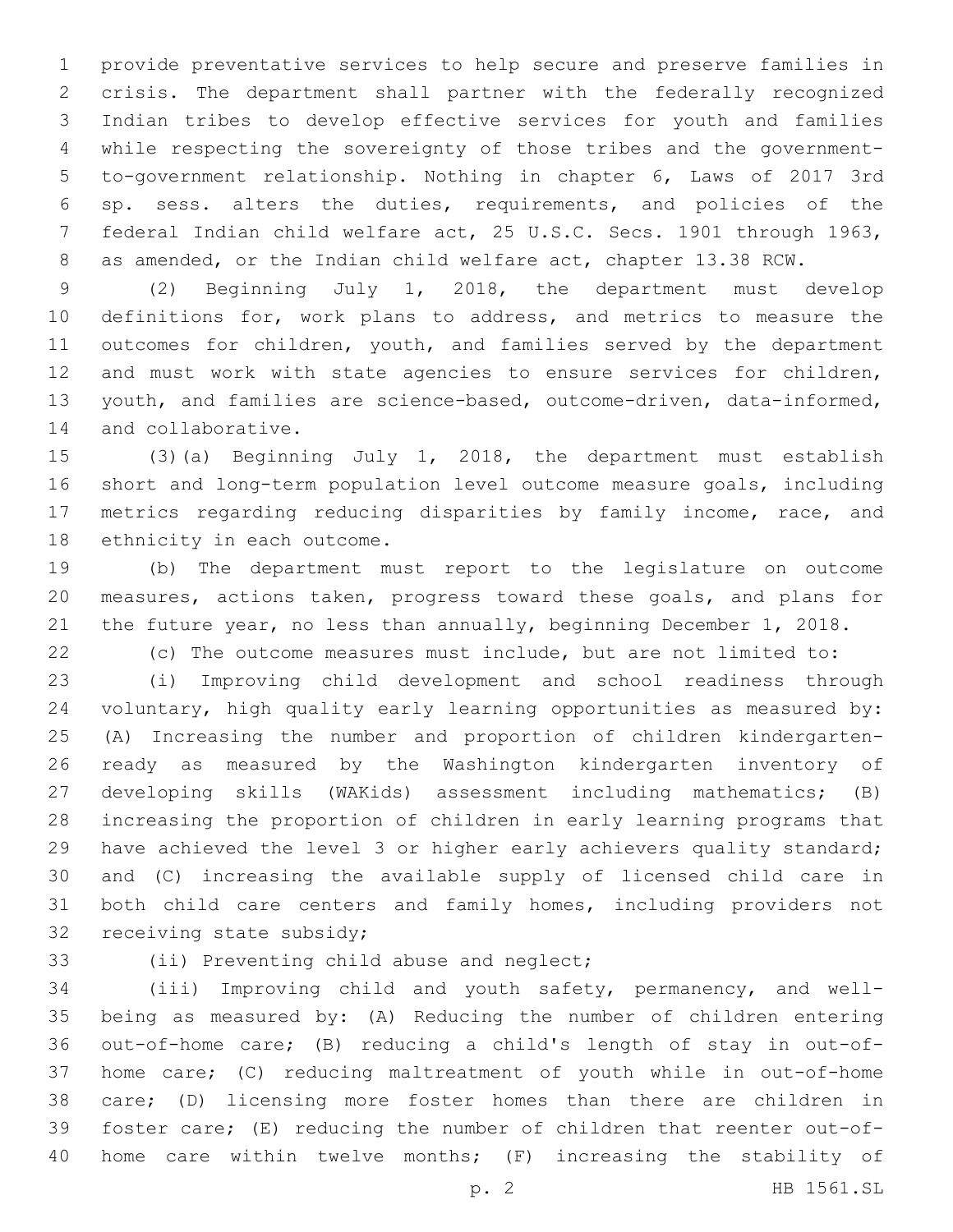provide preventative services to help secure and preserve families in crisis. The department shall partner with the federally recognized Indian tribes to develop effective services for youth and families while respecting the sovereignty of those tribes and the government-to-government relationship. Nothing in chapter 6, Laws of 2017 3rd sp. sess. alters the duties, requirements, and policies of the federal Indian child welfare act, 25 U.S.C. Secs. 1901 through 1963, as amended, or the Indian child welfare act, chapter 13.38 RCW.

(2) Beginning July 1, 2018, the department must develop definitions for, work plans to address, and metrics to measure the outcomes for children, youth, and families served by the department and must work with state agencies to ensure services for children, youth, and families are science-based, outcome-driven, data-informed, and collaborative.

(3)(a) Beginning July 1, 2018, the department must establish short and long-term population level outcome measure goals, including metrics regarding reducing disparities by family income, race, and ethnicity in each outcome.

(b) The department must report to the legislature on outcome measures, actions taken, progress toward these goals, and plans for the future year, no less than annually, beginning December 1, 2018.

(c) The outcome measures must include, but are not limited to:

(i) Improving child development and school readiness through voluntary, high quality early learning opportunities as measured by: (A) Increasing the number and proportion of children kindergarten-ready as measured by the Washington kindergarten inventory of developing skills (WAKids) assessment including mathematics; (B) increasing the proportion of children in early learning programs that have achieved the level 3 or higher early achievers quality standard; and (C) increasing the available supply of licensed child care in both child care centers and family homes, including providers not receiving state subsidy;

(ii) Preventing child abuse and neglect;

(iii) Improving child and youth safety, permanency, and well-being as measured by: (A) Reducing the number of children entering out-of-home care; (B) reducing a child's length of stay in out-of-home care; (C) reducing maltreatment of youth while in out-of-home care; (D) licensing more foster homes than there are children in foster care; (E) reducing the number of children that reenter out-of-home care within twelve months; (F) increasing the stability of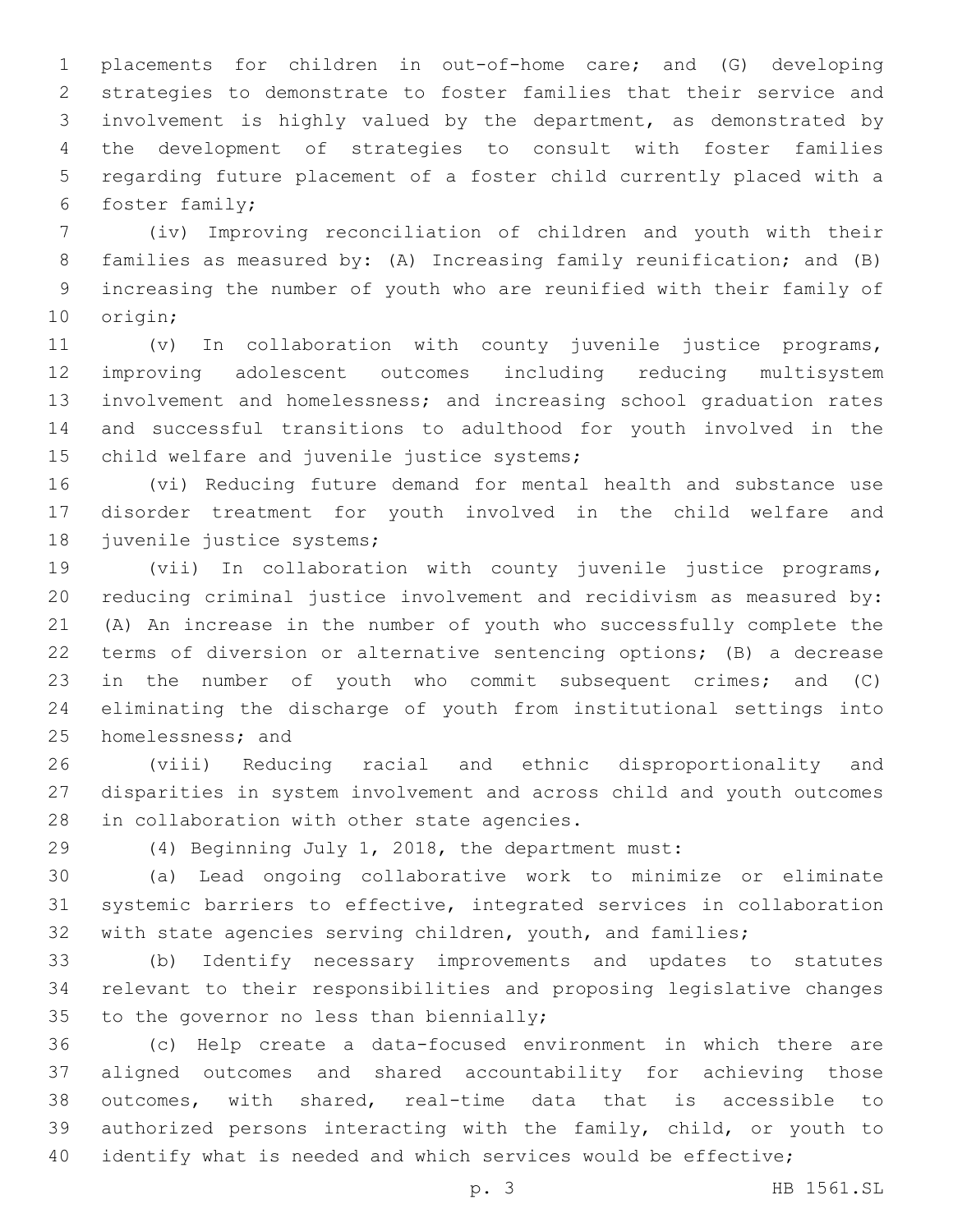placements for children in out-of-home care; and (G) developing strategies to demonstrate to foster families that their service and involvement is highly valued by the department, as demonstrated by the development of strategies to consult with foster families regarding future placement of a foster child currently placed with a foster family;

(iv) Improving reconciliation of children and youth with their families as measured by: (A) Increasing family reunification; and (B) increasing the number of youth who are reunified with their family of origin;

(v) In collaboration with county juvenile justice programs, improving adolescent outcomes including reducing multisystem involvement and homelessness; and increasing school graduation rates and successful transitions to adulthood for youth involved in the child welfare and juvenile justice systems;

(vi) Reducing future demand for mental health and substance use disorder treatment for youth involved in the child welfare and juvenile justice systems;

(vii) In collaboration with county juvenile justice programs, reducing criminal justice involvement and recidivism as measured by: (A) An increase in the number of youth who successfully complete the terms of diversion or alternative sentencing options; (B) a decrease in the number of youth who commit subsequent crimes; and (C) eliminating the discharge of youth from institutional settings into homelessness; and

(viii) Reducing racial and ethnic disproportionality and disparities in system involvement and across child and youth outcomes in collaboration with other state agencies.

(4) Beginning July 1, 2018, the department must:

(a) Lead ongoing collaborative work to minimize or eliminate systemic barriers to effective, integrated services in collaboration with state agencies serving children, youth, and families;

(b) Identify necessary improvements and updates to statutes relevant to their responsibilities and proposing legislative changes to the governor no less than biennially;

(c) Help create a data-focused environment in which there are aligned outcomes and shared accountability for achieving those outcomes, with shared, real-time data that is accessible to authorized persons interacting with the family, child, or youth to identify what is needed and which services would be effective;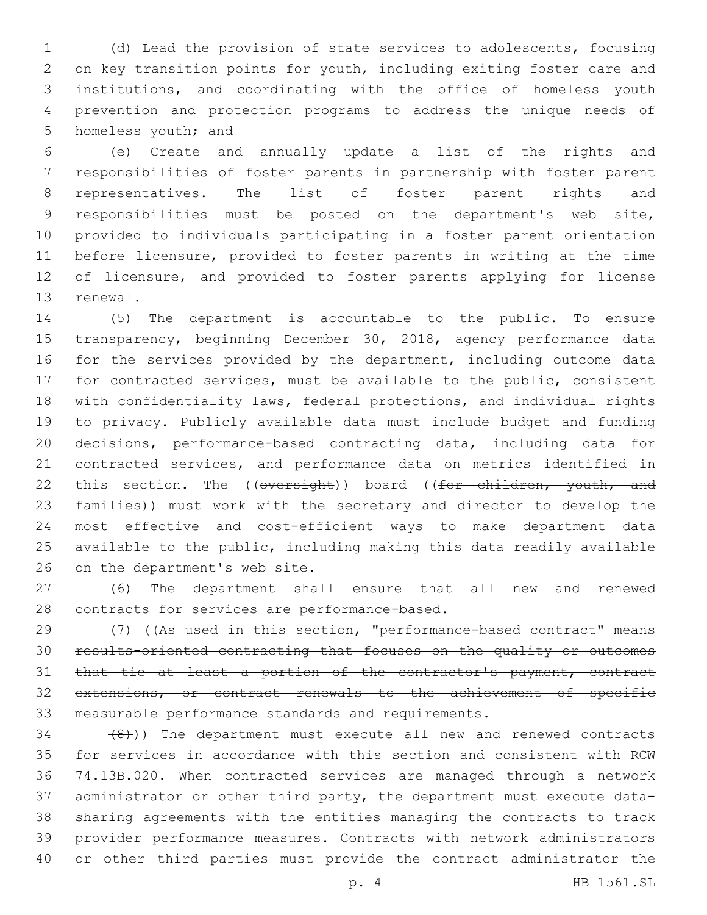(d) Lead the provision of state services to adolescents, focusing on key transition points for youth, including exiting foster care and institutions, and coordinating with the office of homeless youth prevention and protection programs to address the unique needs of homeless youth; and

(e) Create and annually update a list of the rights and responsibilities of foster parents in partnership with foster parent representatives. The list of foster parent rights and responsibilities must be posted on the department's web site, provided to individuals participating in a foster parent orientation before licensure, provided to foster parents in writing at the time of licensure, and provided to foster parents applying for license renewal.

(5) The department is accountable to the public. To ensure transparency, beginning December 30, 2018, agency performance data for the services provided by the department, including outcome data for contracted services, must be available to the public, consistent with confidentiality laws, federal protections, and individual rights to privacy. Publicly available data must include budget and funding decisions, performance-based contracting data, including data for contracted services, and performance data on metrics identified in this section. The ((~~oversight~~)) board ((~~for children, youth, and families~~)) must work with the secretary and director to develop the most effective and cost-efficient ways to make department data available to the public, including making this data readily available on the department's web site.

(6) The department shall ensure that all new and renewed contracts for services are performance-based.

(7) ((~~As used in this section, "performance-based contract" means results-oriented contracting that focuses on the quality or outcomes that tie at least a portion of the contractor's payment, contract extensions, or contract renewals to the achievement of specific measurable performance standards and requirements.~~

~~(8)~~)) The department must execute all new and renewed contracts for services in accordance with this section and consistent with RCW 74.13B.020. When contracted services are managed through a network administrator or other third party, the department must execute data-sharing agreements with the entities managing the contracts to track provider performance measures. Contracts with network administrators or other third parties must provide the contract administrator the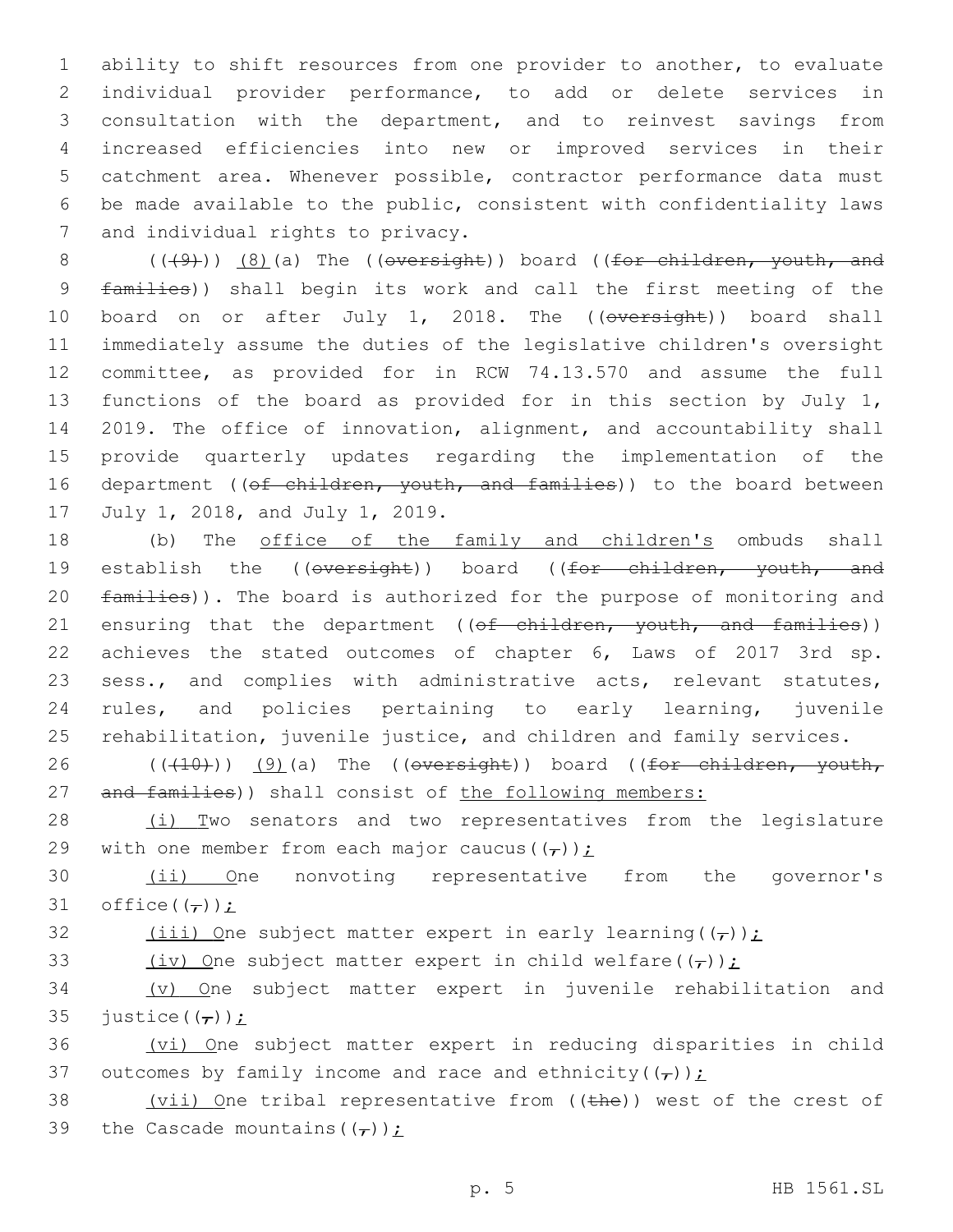ability to shift resources from one provider to another, to evaluate individual provider performance, to add or delete services in consultation with the department, and to reinvest savings from increased efficiencies into new or improved services in their catchment area. Whenever possible, contractor performance data must be made available to the public, consistent with confidentiality laws and individual rights to privacy.

~~((9))~~ (8)(a) The ((~~oversight~~)) board ((~~for children, youth, and families~~)) shall begin its work and call the first meeting of the board on or after July 1, 2018. The ((~~oversight~~)) board shall immediately assume the duties of the legislative children's oversight committee, as provided for in RCW 74.13.570 and assume the full functions of the board as provided for in this section by July 1, 2019. The office of innovation, alignment, and accountability shall provide quarterly updates regarding the implementation of the department ((~~of children, youth, and families~~)) to the board between July 1, 2018, and July 1, 2019.

(b) The <u>office of the family and children's</u> ombuds shall establish the ((~~oversight~~)) board ((~~for children, youth, and families~~)). The board is authorized for the purpose of monitoring and ensuring that the department ((~~of children, youth, and families~~)) achieves the stated outcomes of chapter 6, Laws of 2017 3rd sp. sess., and complies with administrative acts, relevant statutes, rules, and policies pertaining to early learning, juvenile rehabilitation, juvenile justice, and children and family services.

((~~(10)~~)) <u>(9)</u>(a) The ((~~oversight~~)) board ((~~for children, youth, and families~~)) shall consist of <u>the following members:</u>

<u>(i) T</u>wo senators and two representatives from the legislature with one member from each major caucus((~~,~~))<u>;</u>

<u>(ii) O</u>ne nonvoting representative from the governor's office((~~,~~))<u>;</u>

<u>(iii) O</u>ne subject matter expert in early learning((~~,~~))<u>;</u>

<u>(iv) O</u>ne subject matter expert in child welfare((~~,~~))<u>;</u>

<u>(v) O</u>ne subject matter expert in juvenile rehabilitation and justice((~~,~~))<u>;</u>

<u>(vi) O</u>ne subject matter expert in reducing disparities in child outcomes by family income and race and ethnicity((~~,~~))<u>;</u>

<u>(vii) O</u>ne tribal representative from ((~~the~~)) west of the crest of the Cascade mountains((~~,~~))<u>;</u>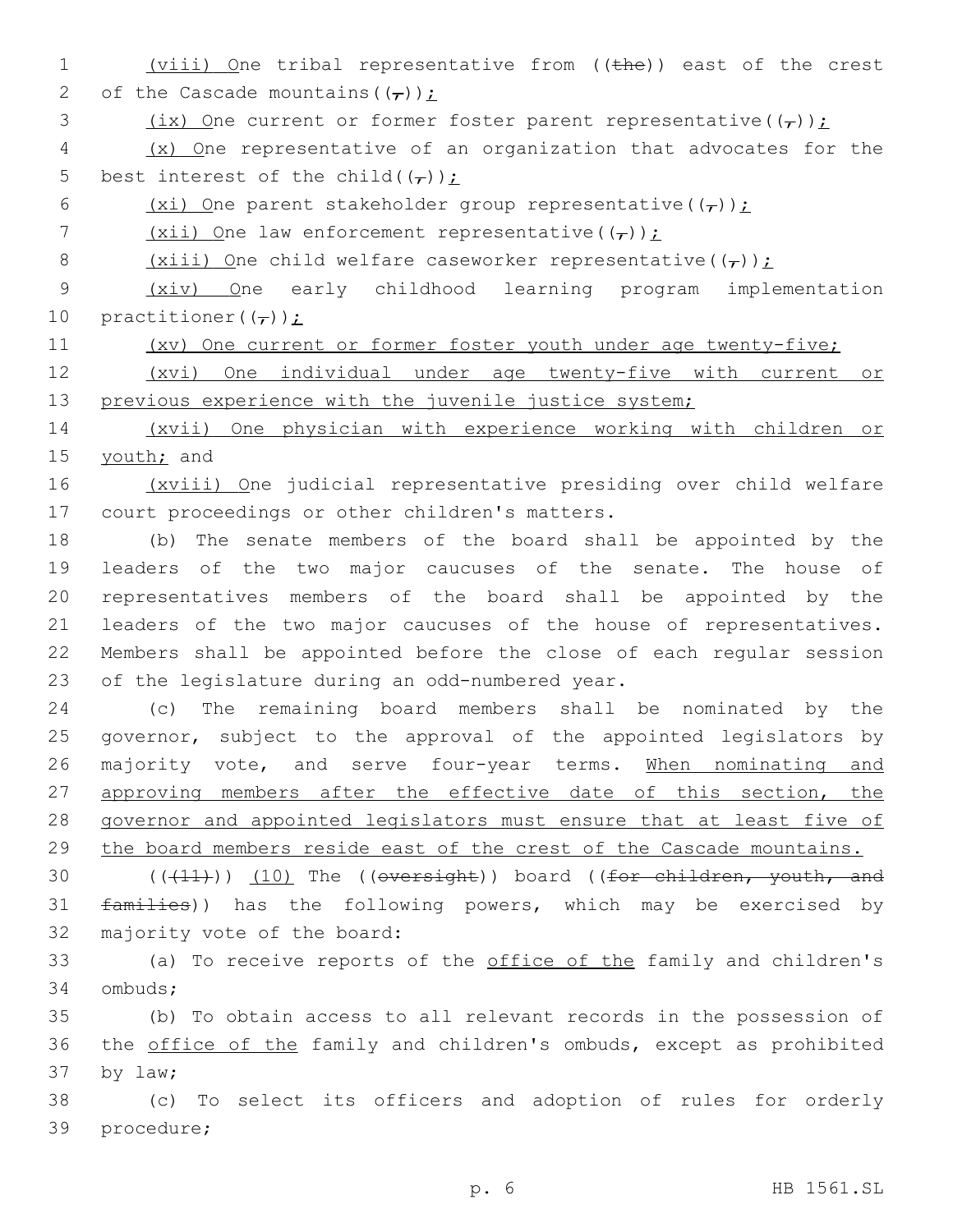(viii) One tribal representative from ((the)) east of the crest of the Cascade mountains((,));

(ix) One current or former foster parent representative((,));

(x) One representative of an organization that advocates for the best interest of the child((,));

(xi) One parent stakeholder group representative((,));

(xii) One law enforcement representative((,));

(xiii) One child welfare caseworker representative((,));

(xiv) One early childhood learning program implementation practitioner((,));

(xv) One current or former foster youth under age twenty-five;

(xvi) One individual under age twenty-five with current or previous experience with the juvenile justice system;

(xvii) One physician with experience working with children or youth; and

(xviii) One judicial representative presiding over child welfare court proceedings or other children's matters.

(b) The senate members of the board shall be appointed by the leaders of the two major caucuses of the senate. The house of representatives members of the board shall be appointed by the leaders of the two major caucuses of the house of representatives. Members shall be appointed before the close of each regular session of the legislature during an odd-numbered year.

(c) The remaining board members shall be nominated by the governor, subject to the approval of the appointed legislators by majority vote, and serve four-year terms. When nominating and approving members after the effective date of this section, the governor and appointed legislators must ensure that at least five of the board members reside east of the crest of the Cascade mountains.

(((11))) (10) The ((oversight)) board ((for children, youth, and families)) has the following powers, which may be exercised by majority vote of the board:

(a) To receive reports of the office of the family and children's ombuds;

(b) To obtain access to all relevant records in the possession of the office of the family and children's ombuds, except as prohibited by law;

(c) To select its officers and adoption of rules for orderly procedure;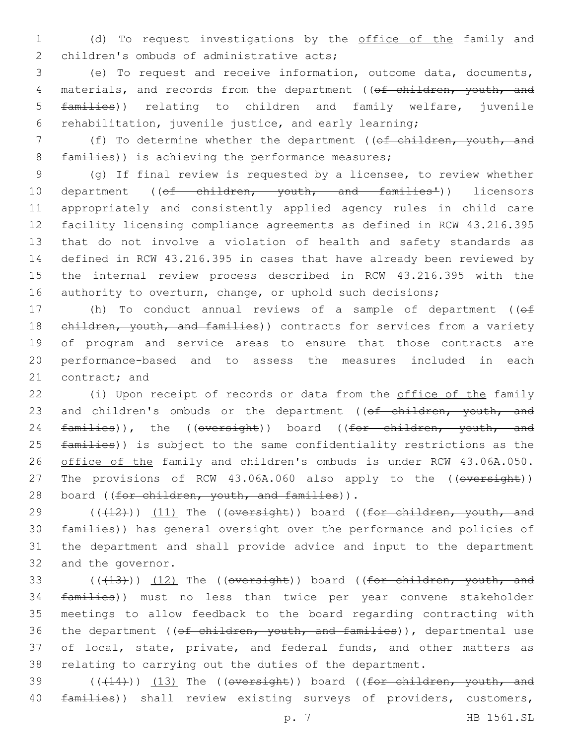(d) To request investigations by the office of the family and children's ombuds of administrative acts;

(e) To request and receive information, outcome data, documents, materials, and records from the department ((~~of children, youth, and families~~)) relating to children and family welfare, juvenile rehabilitation, juvenile justice, and early learning;

(f) To determine whether the department ((~~of children, youth, and families~~)) is achieving the performance measures;

(g) If final review is requested by a licensee, to review whether department ((~~of children, youth, and families'~~)) licensors appropriately and consistently applied agency rules in child care facility licensing compliance agreements as defined in RCW 43.216.395 that do not involve a violation of health and safety standards as defined in RCW 43.216.395 in cases that have already been reviewed by the internal review process described in RCW 43.216.395 with the authority to overturn, change, or uphold such decisions;

(h) To conduct annual reviews of a sample of department ((~~of children, youth, and families~~)) contracts for services from a variety of program and service areas to ensure that those contracts are performance-based and to assess the measures included in each contract; and

(i) Upon receipt of records or data from the office of the family and children's ombuds or the department ((~~of children, youth, and families~~)), the ((~~oversight~~)) board ((~~for children, youth, and families~~)) is subject to the same confidentiality restrictions as the office of the family and children's ombuds is under RCW 43.06A.050. The provisions of RCW 43.06A.060 also apply to the ((~~oversight~~)) board ((~~for children, youth, and families~~)).

((~~(12)~~)) (11) The ((~~oversight~~)) board ((~~for children, youth, and families~~)) has general oversight over the performance and policies of the department and shall provide advice and input to the department and the governor.

((~~(13)~~)) (12) The ((~~oversight~~)) board ((~~for children, youth, and families~~)) must no less than twice per year convene stakeholder meetings to allow feedback to the board regarding contracting with the department ((~~of children, youth, and families~~)), departmental use of local, state, private, and federal funds, and other matters as relating to carrying out the duties of the department.

((~~(14)~~)) (13) The ((~~oversight~~)) board ((~~for children, youth, and families~~)) shall review existing surveys of providers, customers,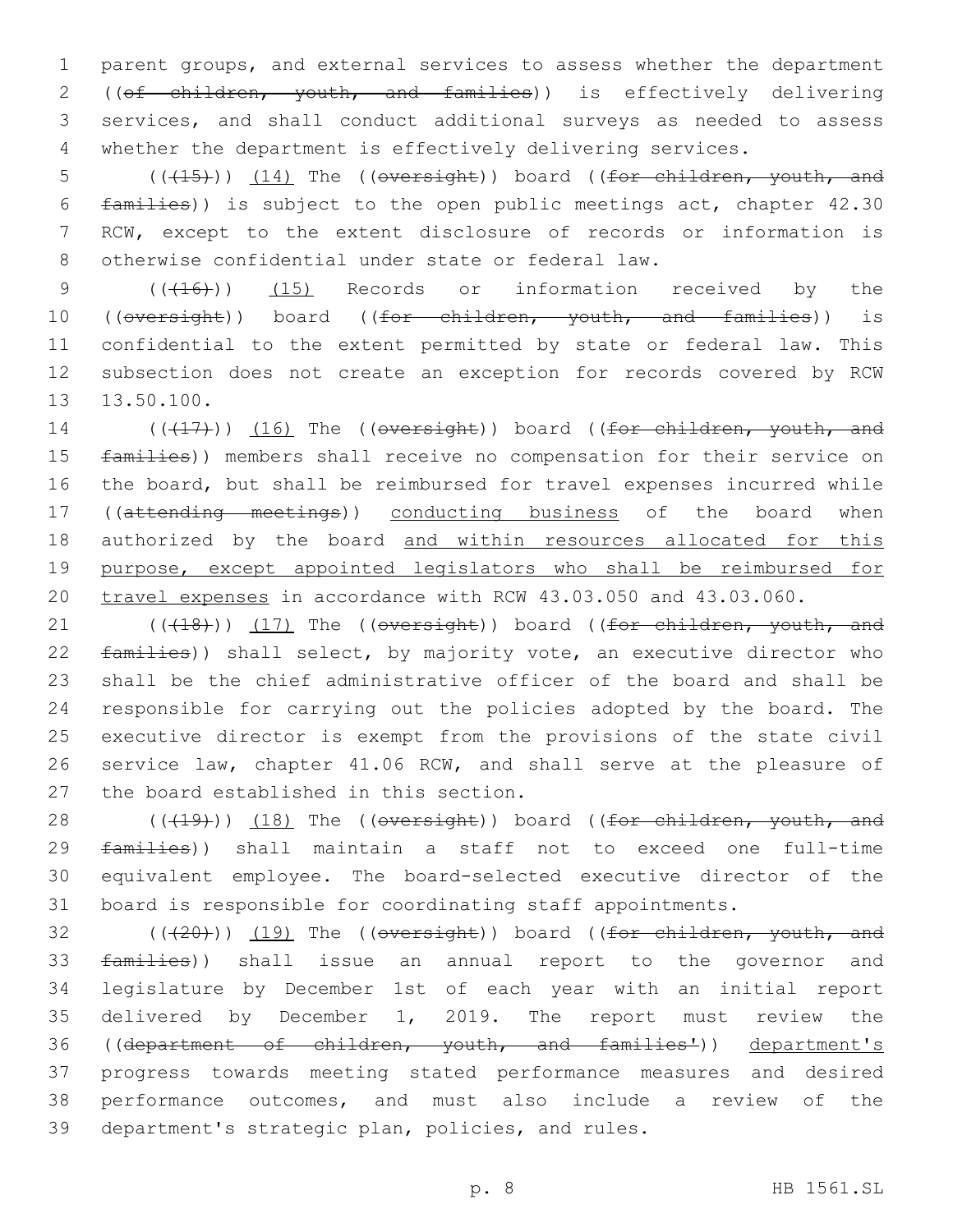parent groups, and external services to assess whether the department ((~~of children, youth, and families~~)) is effectively delivering services, and shall conduct additional surveys as needed to assess whether the department is effectively delivering services.

((~~(15)~~)) <u>(14)</u> The ((~~oversight~~)) board ((~~for children, youth, and families~~)) is subject to the open public meetings act, chapter 42.30 RCW, except to the extent disclosure of records or information is otherwise confidential under state or federal law.

((~~(16)~~)) <u>(15)</u> Records or information received by the ((~~oversight~~)) board ((~~for children, youth, and families~~)) is confidential to the extent permitted by state or federal law. This subsection does not create an exception for records covered by RCW 13.50.100.

((~~(17)~~)) <u>(16)</u> The ((~~oversight~~)) board ((~~for children, youth, and families~~)) members shall receive no compensation for their service on the board, but shall be reimbursed for travel expenses incurred while ((~~attending meetings~~)) <u>conducting business</u> of the board when authorized by the board <u>and within resources allocated for this purpose, except appointed legislators who shall be reimbursed for travel expenses</u> in accordance with RCW 43.03.050 and 43.03.060.

((~~(18)~~)) <u>(17)</u> The ((~~oversight~~)) board ((~~for children, youth, and families~~)) shall select, by majority vote, an executive director who shall be the chief administrative officer of the board and shall be responsible for carrying out the policies adopted by the board. The executive director is exempt from the provisions of the state civil service law, chapter 41.06 RCW, and shall serve at the pleasure of the board established in this section.

((~~(19)~~)) <u>(18)</u> The ((~~oversight~~)) board ((~~for children, youth, and families~~)) shall maintain a staff not to exceed one full-time equivalent employee. The board-selected executive director of the board is responsible for coordinating staff appointments.

((~~(20)~~)) <u>(19)</u> The ((~~oversight~~)) board ((~~for children, youth, and families~~)) shall issue an annual report to the governor and legislature by December 1st of each year with an initial report delivered by December 1, 2019. The report must review the ((~~department of children, youth, and families'~~)) <u>department's</u> progress towards meeting stated performance measures and desired performance outcomes, and must also include a review of the department's strategic plan, policies, and rules.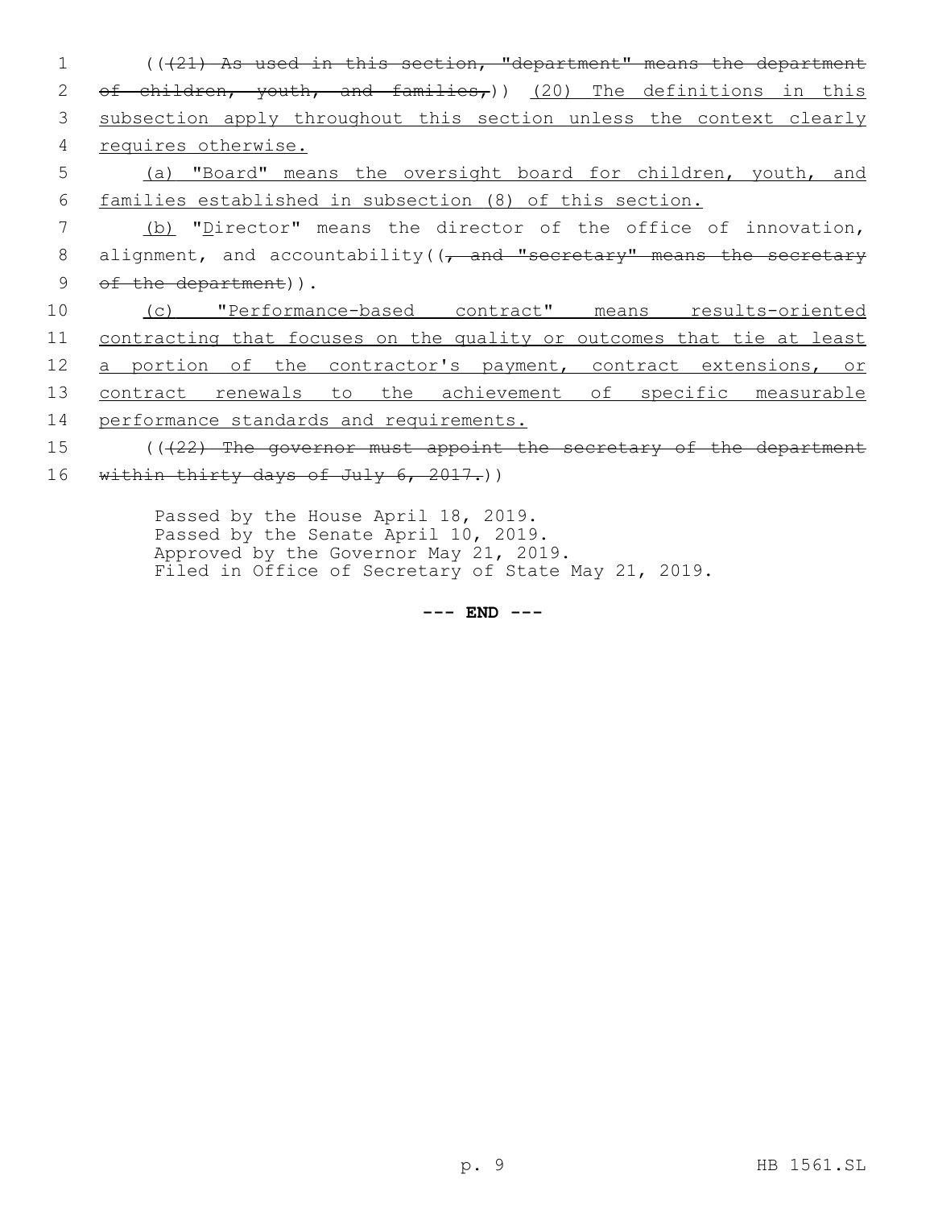((~~(21) As used in this section, "department" means the department of children, youth, and families,~~)) <u>(20) The definitions in this subsection apply throughout this section unless the context clearly requires otherwise.</u>

<u>(a) "Board" means the oversight board for children, youth, and families established in subsection (8) of this section.</u>

<u>(b)</u> "<u>D</u>irector" means the director of the office of innovation, alignment, and accountability((~~, and "secretary" means the secretary of the department~~)).

<u>(c) "Performance-based contract" means results-oriented contracting that focuses on the quality or outcomes that tie at least a portion of the contractor's payment, contract extensions, or contract renewals to the achievement of specific measurable performance standards and requirements.</u>

((~~(22) The governor must appoint the secretary of the department within thirty days of July 6, 2017.~~))

Passed by the House April 18, 2019.
Passed by the Senate April 10, 2019.
Approved by the Governor May 21, 2019.
Filed in Office of Secretary of State May 21, 2019.

**--- END ---**